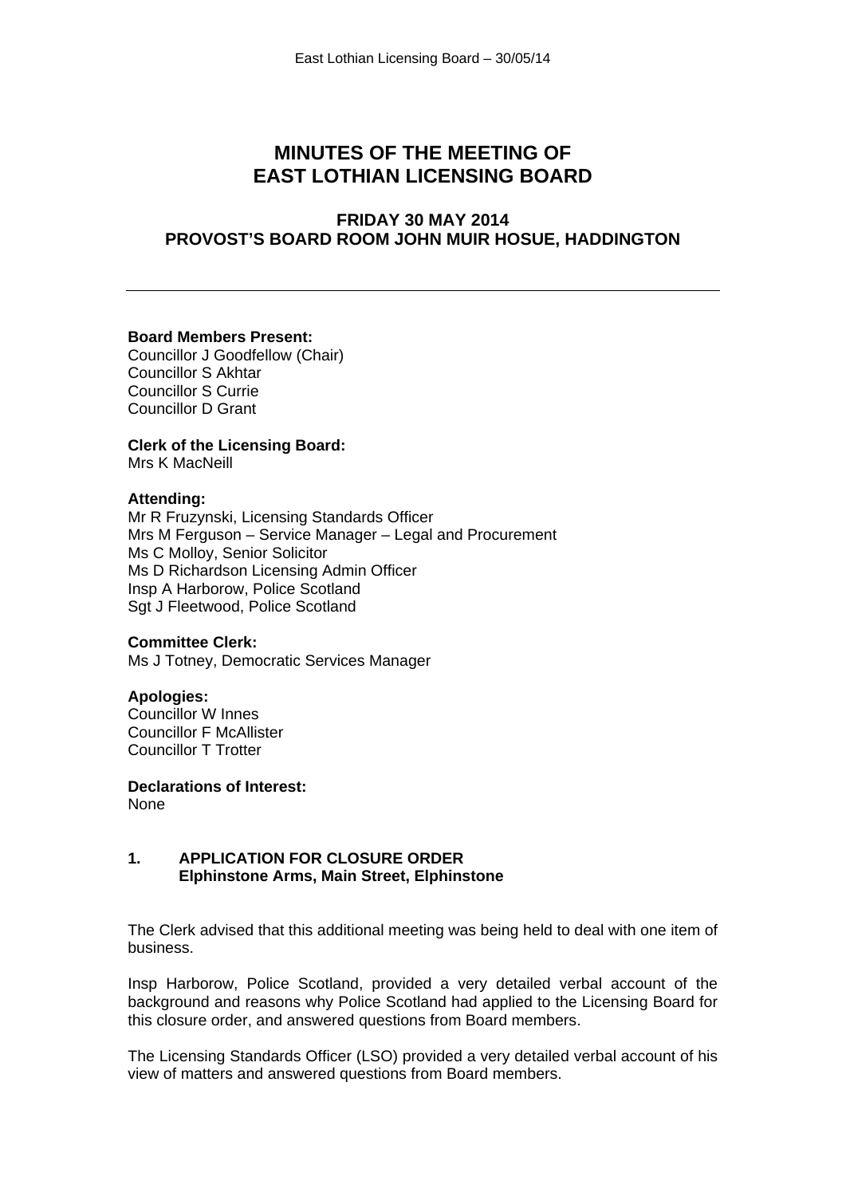# MINUTES OF THE MEETING OF EAST LOTHIAN LICENSING BOARD

## FRIDAY 30 MAY 2014
## PROVOST'S BOARD ROOM JOHN MUIR HOSUE, HADDINGTON

---

**Board Members Present:**
Councillor J Goodfellow (Chair)
Councillor S Akhtar
Councillor S Currie
Councillor D Grant

**Clerk of the Licensing Board:**
Mrs K MacNeill

**Attending:**
Mr R Fruzynski, Licensing Standards Officer
Mrs M Ferguson – Service Manager – Legal and Procurement
Ms C Molloy, Senior Solicitor
Ms D Richardson Licensing Admin Officer
Insp A Harborow, Police Scotland
Sgt J Fleetwood, Police Scotland

**Committee Clerk:**
Ms J Totney, Democratic Services Manager

**Apologies:**
Councillor W Innes
Councillor F McAllister
Councillor T Trotter

**Declarations of Interest:**
None

### 1. APPLICATION FOR CLOSURE ORDER
### Elphinstone Arms, Main Street, Elphinstone

The Clerk advised that this additional meeting was being held to deal with one item of business.

Insp Harborow, Police Scotland, provided a very detailed verbal account of the background and reasons why Police Scotland had applied to the Licensing Board for this closure order, and answered questions from Board members.

The Licensing Standards Officer (LSO) provided a very detailed verbal account of his view of matters and answered questions from Board members.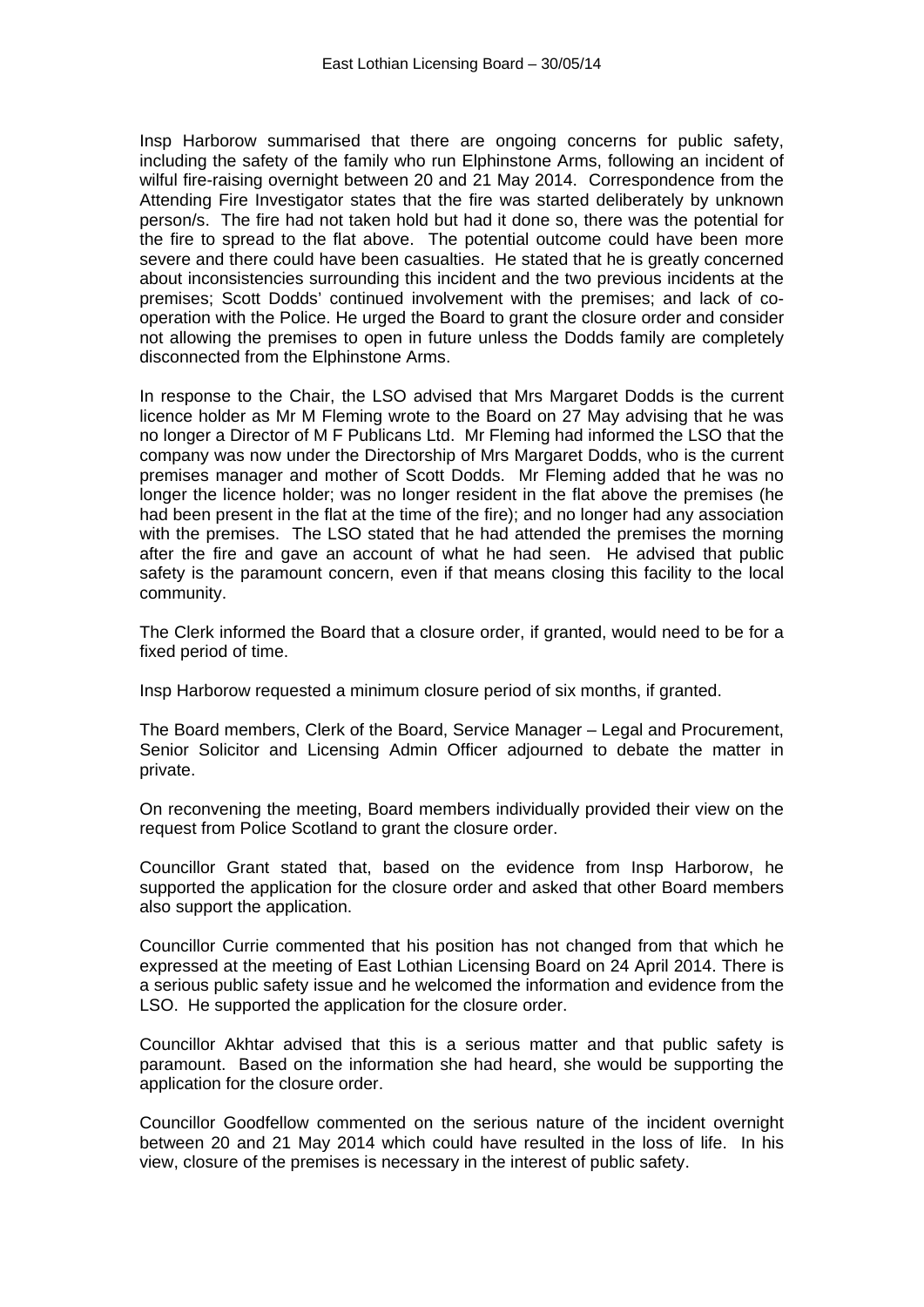Insp Harborow summarised that there are ongoing concerns for public safety, including the safety of the family who run Elphinstone Arms, following an incident of wilful fire-raising overnight between 20 and 21 May 2014. Correspondence from the Attending Fire Investigator states that the fire was started deliberately by unknown person/s. The fire had not taken hold but had it done so, there was the potential for the fire to spread to the flat above. The potential outcome could have been more severe and there could have been casualties. He stated that he is greatly concerned about inconsistencies surrounding this incident and the two previous incidents at the premises; Scott Dodds' continued involvement with the premises; and lack of co-operation with the Police. He urged the Board to grant the closure order and consider not allowing the premises to open in future unless the Dodds family are completely disconnected from the Elphinstone Arms.

In response to the Chair, the LSO advised that Mrs Margaret Dodds is the current licence holder as Mr M Fleming wrote to the Board on 27 May advising that he was no longer a Director of M F Publicans Ltd. Mr Fleming had informed the LSO that the company was now under the Directorship of Mrs Margaret Dodds, who is the current premises manager and mother of Scott Dodds. Mr Fleming added that he was no longer the licence holder; was no longer resident in the flat above the premises (he had been present in the flat at the time of the fire); and no longer had any association with the premises. The LSO stated that he had attended the premises the morning after the fire and gave an account of what he had seen. He advised that public safety is the paramount concern, even if that means closing this facility to the local community.

The Clerk informed the Board that a closure order, if granted, would need to be for a fixed period of time.

Insp Harborow requested a minimum closure period of six months, if granted.

The Board members, Clerk of the Board, Service Manager – Legal and Procurement, Senior Solicitor and Licensing Admin Officer adjourned to debate the matter in private.

On reconvening the meeting, Board members individually provided their view on the request from Police Scotland to grant the closure order.

Councillor Grant stated that, based on the evidence from Insp Harborow, he supported the application for the closure order and asked that other Board members also support the application.

Councillor Currie commented that his position has not changed from that which he expressed at the meeting of East Lothian Licensing Board on 24 April 2014. There is a serious public safety issue and he welcomed the information and evidence from the LSO. He supported the application for the closure order.

Councillor Akhtar advised that this is a serious matter and that public safety is paramount. Based on the information she had heard, she would be supporting the application for the closure order.

Councillor Goodfellow commented on the serious nature of the incident overnight between 20 and 21 May 2014 which could have resulted in the loss of life. In his view, closure of the premises is necessary in the interest of public safety.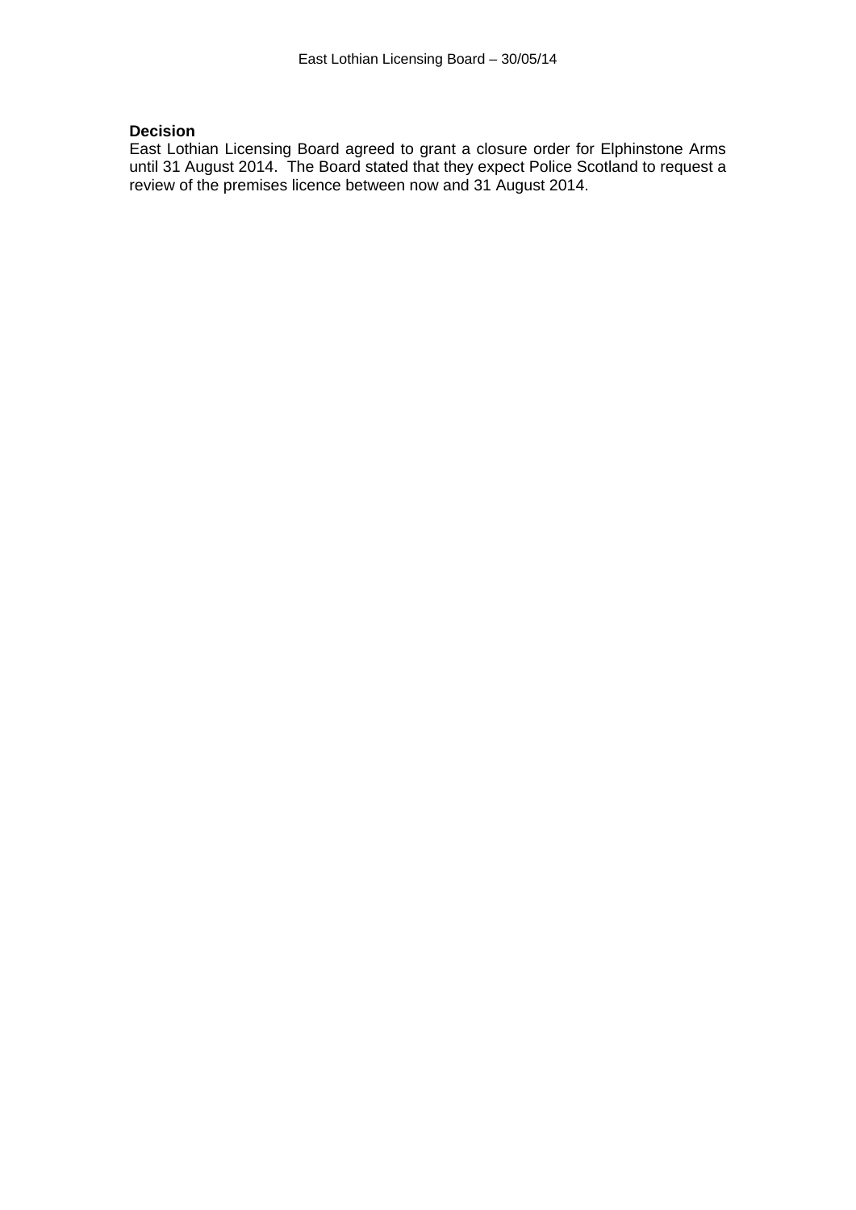**Decision**

East Lothian Licensing Board agreed to grant a closure order for Elphinstone Arms until 31 August 2014. The Board stated that they expect Police Scotland to request a review of the premises licence between now and 31 August 2014.